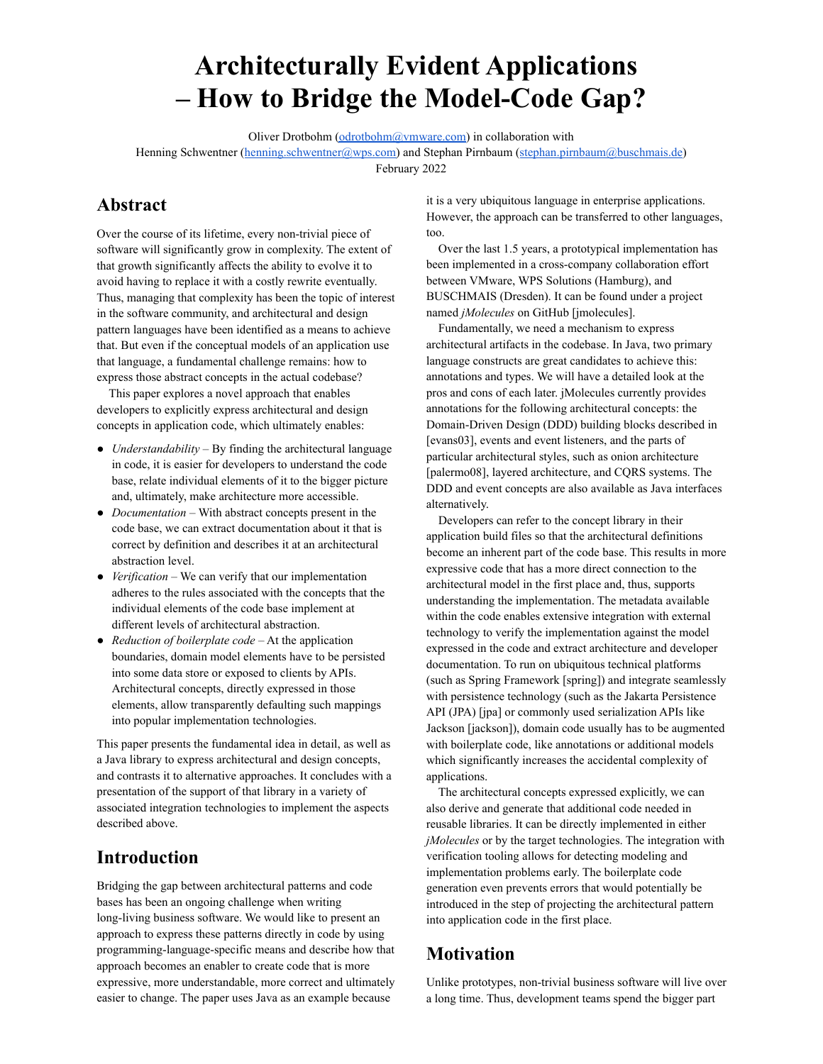# Architecturally Evident Applications – How to Bridge the Model-Code Gap?

Oliver Drotbohm (odrotbohm@vmware.com) in collaboration with
Henning Schwentner (henning.schwentner@wps.com) and Stephan Pirnbaum (stephan.pirnbaum@buschmais.de)
February 2022

## Abstract

Over the course of its lifetime, every non-trivial piece of software will significantly grow in complexity. The extent of that growth significantly affects the ability to evolve it to avoid having to replace it with a costly rewrite eventually. Thus, managing that complexity has been the topic of interest in the software community, and architectural and design pattern languages have been identified as a means to achieve that. But even if the conceptual models of an application use that language, a fundamental challenge remains: how to express those abstract concepts in the actual codebase?

This paper explores a novel approach that enables developers to explicitly express architectural and design concepts in application code, which ultimately enables:

- *Understandability* – By finding the architectural language in code, it is easier for developers to understand the code base, relate individual elements of it to the bigger picture and, ultimately, make architecture more accessible.
- *Documentation* – With abstract concepts present in the code base, we can extract documentation about it that is correct by definition and describes it at an architectural abstraction level.
- *Verification* – We can verify that our implementation adheres to the rules associated with the concepts that the individual elements of the code base implement at different levels of architectural abstraction.
- *Reduction of boilerplate code* – At the application boundaries, domain model elements have to be persisted into some data store or exposed to clients by APIs. Architectural concepts, directly expressed in those elements, allow transparently defaulting such mappings into popular implementation technologies.

This paper presents the fundamental idea in detail, as well as a Java library to express architectural and design concepts, and contrasts it to alternative approaches. It concludes with a presentation of the support of that library in a variety of associated integration technologies to implement the aspects described above.

## Introduction

Bridging the gap between architectural patterns and code bases has been an ongoing challenge when writing long-living business software. We would like to present an approach to express these patterns directly in code by using programming-language-specific means and describe how that approach becomes an enabler to create code that is more expressive, more understandable, more correct and ultimately easier to change. The paper uses Java as an example because it is a very ubiquitous language in enterprise applications. However, the approach can be transferred to other languages, too.

Over the last 1.5 years, a prototypical implementation has been implemented in a cross-company collaboration effort between VMware, WPS Solutions (Hamburg), and BUSCHMAIS (Dresden). It can be found under a project named *jMolecules* on GitHub [jmolecules].

Fundamentally, we need a mechanism to express architectural artifacts in the codebase. In Java, two primary language constructs are great candidates to achieve this: annotations and types. We will have a detailed look at the pros and cons of each later. jMolecules currently provides annotations for the following architectural concepts: the Domain-Driven Design (DDD) building blocks described in [evans03], events and event listeners, and the parts of particular architectural styles, such as onion architecture [palermo08], layered architecture, and CQRS systems. The DDD and event concepts are also available as Java interfaces alternatively.

Developers can refer to the concept library in their application build files so that the architectural definitions become an inherent part of the code base. This results in more expressive code that has a more direct connection to the architectural model in the first place and, thus, supports understanding the implementation. The metadata available within the code enables extensive integration with external technology to verify the implementation against the model expressed in the code and extract architecture and developer documentation. To run on ubiquitous technical platforms (such as Spring Framework [spring]) and integrate seamlessly with persistence technology (such as the Jakarta Persistence API (JPA) [jpa] or commonly used serialization APIs like Jackson [jackson]), domain code usually has to be augmented with boilerplate code, like annotations or additional models which significantly increases the accidental complexity of applications.

The architectural concepts expressed explicitly, we can also derive and generate that additional code needed in reusable libraries. It can be directly implemented in either *jMolecules* or by the target technologies. The integration with verification tooling allows for detecting modeling and implementation problems early. The boilerplate code generation even prevents errors that would potentially be introduced in the step of projecting the architectural pattern into application code in the first place.

## Motivation

Unlike prototypes, non-trivial business software will live over a long time. Thus, development teams spend the bigger part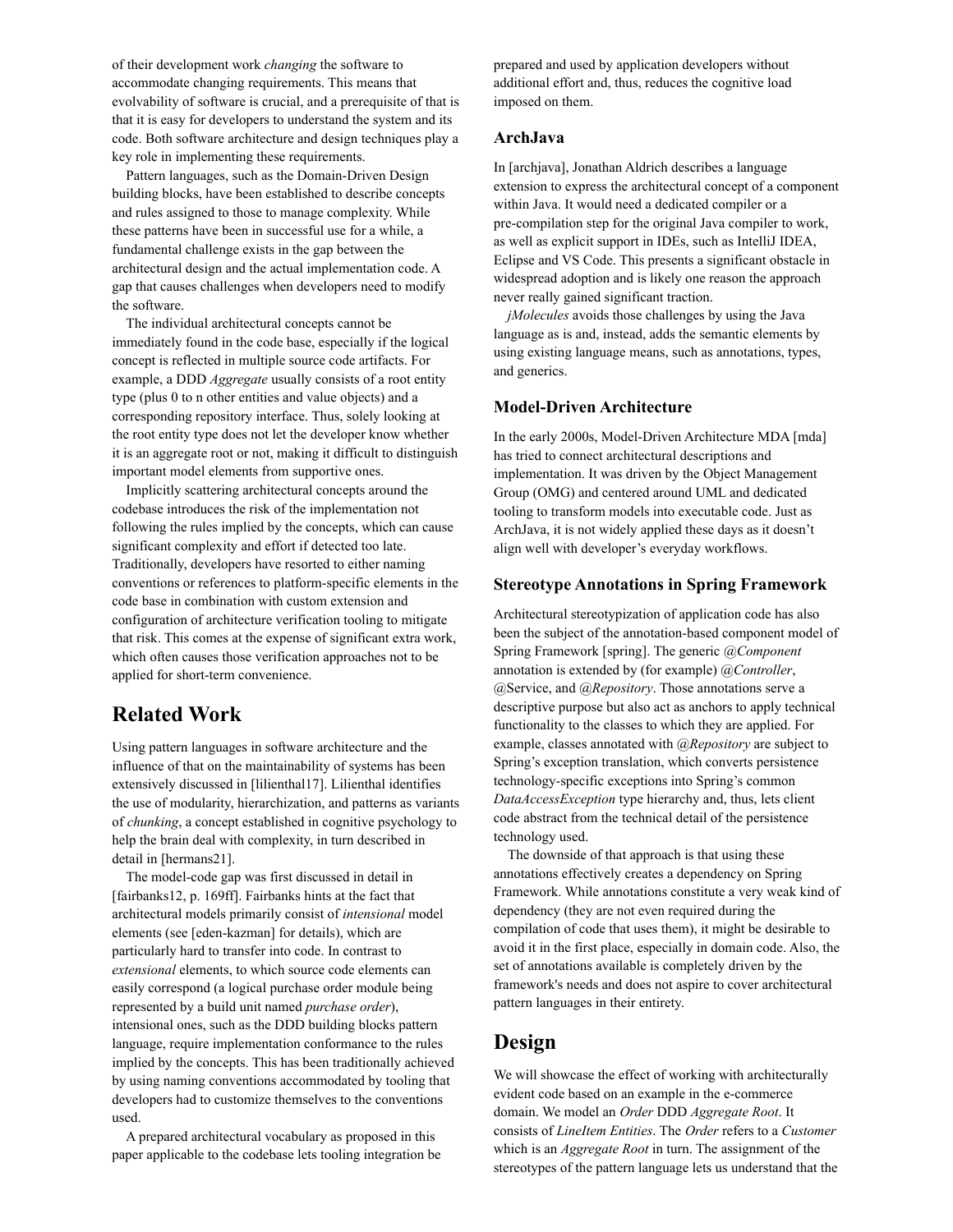of their development work *changing* the software to accommodate changing requirements. This means that evolvability of software is crucial, and a prerequisite of that is that it is easy for developers to understand the system and its code. Both software architecture and design techniques play a key role in implementing these requirements.

Pattern languages, such as the Domain-Driven Design building blocks, have been established to describe concepts and rules assigned to those to manage complexity. While these patterns have been in successful use for a while, a fundamental challenge exists in the gap between the architectural design and the actual implementation code. A gap that causes challenges when developers need to modify the software.

The individual architectural concepts cannot be immediately found in the code base, especially if the logical concept is reflected in multiple source code artifacts. For example, a DDD *Aggregate* usually consists of a root entity type (plus 0 to n other entities and value objects) and a corresponding repository interface. Thus, solely looking at the root entity type does not let the developer know whether it is an aggregate root or not, making it difficult to distinguish important model elements from supportive ones.

Implicitly scattering architectural concepts around the codebase introduces the risk of the implementation not following the rules implied by the concepts, which can cause significant complexity and effort if detected too late. Traditionally, developers have resorted to either naming conventions or references to platform-specific elements in the code base in combination with custom extension and configuration of architecture verification tooling to mitigate that risk. This comes at the expense of significant extra work, which often causes those verification approaches not to be applied for short-term convenience.

## Related Work

Using pattern languages in software architecture and the influence of that on the maintainability of systems has been extensively discussed in [lilienthal17]. Lilienthal identifies the use of modularity, hierarchization, and patterns as variants of *chunking*, a concept established in cognitive psychology to help the brain deal with complexity, in turn described in detail in [hermans21].

The model-code gap was first discussed in detail in [fairbanks12, p. 169ff]. Fairbanks hints at the fact that architectural models primarily consist of *intensional* model elements (see [eden-kazman] for details), which are particularly hard to transfer into code. In contrast to *extensional* elements, to which source code elements can easily correspond (a logical purchase order module being represented by a build unit named *purchase order*), intensional ones, such as the DDD building blocks pattern language, require implementation conformance to the rules implied by the concepts. This has been traditionally achieved by using naming conventions accommodated by tooling that developers had to customize themselves to the conventions used.

A prepared architectural vocabulary as proposed in this paper applicable to the codebase lets tooling integration be prepared and used by application developers without additional effort and, thus, reduces the cognitive load imposed on them.

### ArchJava

In [archjava], Jonathan Aldrich describes a language extension to express the architectural concept of a component within Java. It would need a dedicated compiler or a pre-compilation step for the original Java compiler to work, as well as explicit support in IDEs, such as IntelliJ IDEA, Eclipse and VS Code. This presents a significant obstacle in widespread adoption and is likely one reason the approach never really gained significant traction.

*jMolecules* avoids those challenges by using the Java language as is and, instead, adds the semantic elements by using existing language means, such as annotations, types, and generics.

### Model-Driven Architecture

In the early 2000s, Model-Driven Architecture MDA [mda] has tried to connect architectural descriptions and implementation. It was driven by the Object Management Group (OMG) and centered around UML and dedicated tooling to transform models into executable code. Just as ArchJava, it is not widely applied these days as it doesn't align well with developer's everyday workflows.

### Stereotype Annotations in Spring Framework

Architectural stereotypization of application code has also been the subject of the annotation-based component model of Spring Framework [spring]. The generic *@Component* annotation is extended by (for example) *@Controller*, @Service, and *@Repository*. Those annotations serve a descriptive purpose but also act as anchors to apply technical functionality to the classes to which they are applied. For example, classes annotated with *@Repository* are subject to Spring's exception translation, which converts persistence technology-specific exceptions into Spring's common *DataAccessException* type hierarchy and, thus, lets client code abstract from the technical detail of the persistence technology used.

The downside of that approach is that using these annotations effectively creates a dependency on Spring Framework. While annotations constitute a very weak kind of dependency (they are not even required during the compilation of code that uses them), it might be desirable to avoid it in the first place, especially in domain code. Also, the set of annotations available is completely driven by the framework's needs and does not aspire to cover architectural pattern languages in their entirety.

## Design

We will showcase the effect of working with architecturally evident code based on an example in the e-commerce domain. We model an *Order* DDD *Aggregate Root*. It consists of *LineItem Entities*. The *Order* refers to a *Customer* which is an *Aggregate Root* in turn. The assignment of the stereotypes of the pattern language lets us understand that the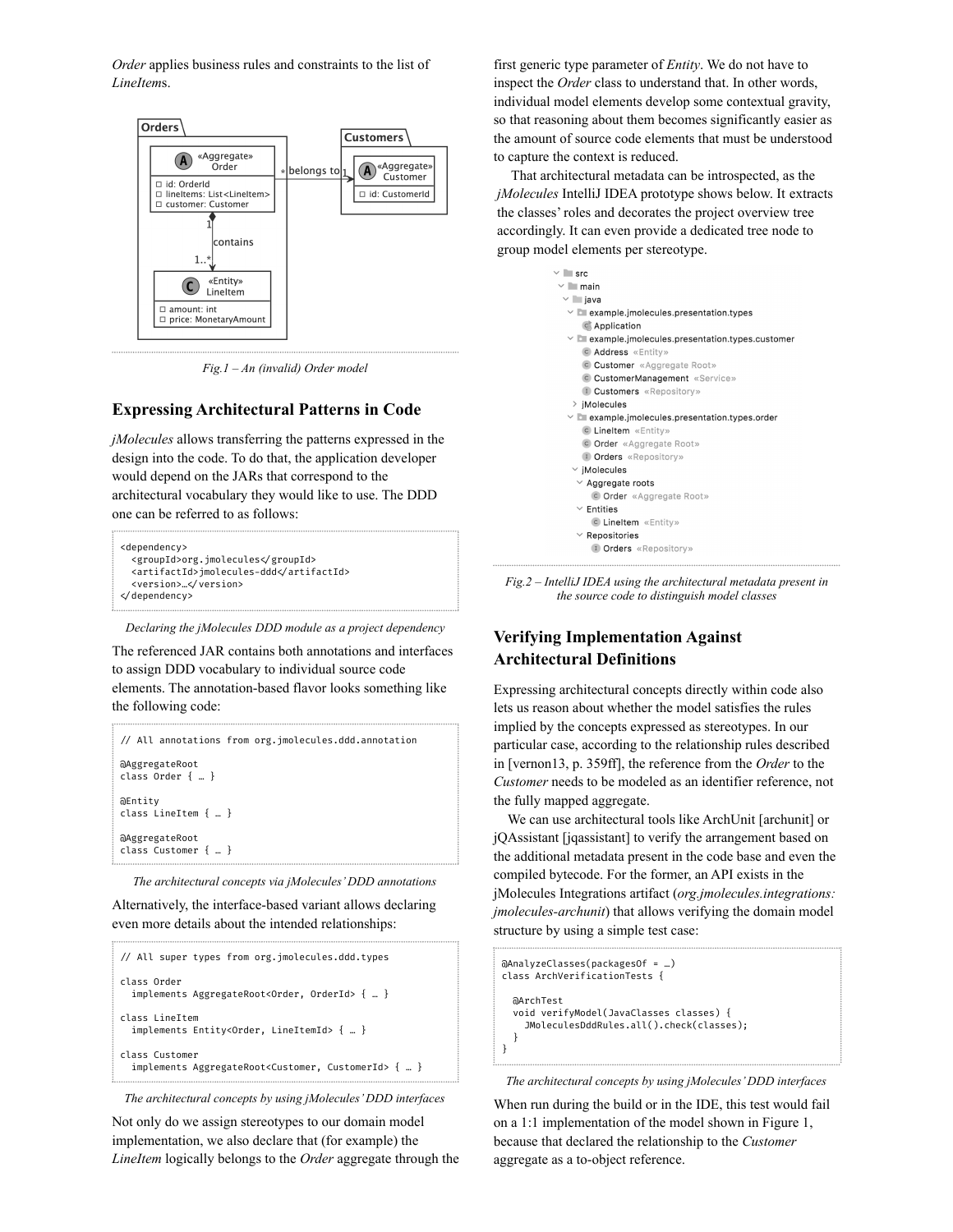*Order* applies business rules and constraints to the list of *LineItems*.

Fig.1 – An (invalid) Order model

## Expressing Architectural Patterns in Code

*jMolecules* allows transferring the patterns expressed in the design into the code. To do that, the application developer would depend on the JARs that correspond to the architectural vocabulary they would like to use. The DDD one can be referred to as follows:

```
<dependency>
  <groupId>org.jmolecules</groupId>
  <artifactId>jmolecules-ddd</artifactId>
  <version>…</version>
</dependency>
```

*Declaring the jMolecules DDD module as a project dependency*

The referenced JAR contains both annotations and interfaces to assign DDD vocabulary to individual source code elements. The annotation-based flavor looks something like the following code:

```
// All annotations from org.jmolecules.ddd.annotation

@AggregateRoot
class Order { … }

@Entity
class LineItem { … }

@AggregateRoot
class Customer { … }
```

*The architectural concepts via jMolecules' DDD annotations*

Alternatively, the interface-based variant allows declaring even more details about the intended relationships:

```
// All super types from org.jmolecules.ddd.types

class Order
  implements AggregateRoot<Order, OrderId> { … }

class LineItem
  implements Entity<Order, LineItemId> { … }

class Customer
  implements AggregateRoot<Customer, CustomerId> { … }
```

*The architectural concepts by using jMolecules' DDD interfaces*

Not only do we assign stereotypes to our domain model implementation, we also declare that (for example) the *LineItem* logically belongs to the *Order* aggregate through the first generic type parameter of *Entity*. We do not have to inspect the *Order* class to understand that. In other words, individual model elements develop some contextual gravity, so that reasoning about them becomes significantly easier as the amount of source code elements that must be understood to capture the context is reduced.

That architectural metadata can be introspected, as the *jMolecules* IntelliJ IDEA prototype shows below. It extracts the classes' roles and decorates the project overview tree accordingly. It can even provide a dedicated tree node to group model elements per stereotype.

*Fig.2 – IntelliJ IDEA using the architectural metadata present in the source code to distinguish model classes*

## Verifying Implementation Against Architectural Definitions

Expressing architectural concepts directly within code also lets us reason about whether the model satisfies the rules implied by the concepts expressed as stereotypes. In our particular case, according to the relationship rules described in [vernon13, p. 359ff], the reference from the *Order* to the *Customer* needs to be modeled as an identifier reference, not the fully mapped aggregate.

We can use architectural tools like ArchUnit [archunit] or jQAssistant [jqassistant] to verify the arrangement based on the additional metadata present in the code base and even the compiled bytecode. For the former, an API exists in the jMolecules Integrations artifact (*org.jmolecules.integrations:jmolecules-archunit*) that allows verifying the domain model structure by using a simple test case:

```
@AnalyzeClasses(packagesOf = …)
class ArchVerificationTests {

  @ArchTest
  void verifyModel(JavaClasses classes) {
    JMoleculesDddRules.all().check(classes);
  }
}
```

*The architectural concepts by using jMolecules' DDD interfaces*

When run during the build or in the IDE, this test would fail on a 1:1 implementation of the model shown in Figure 1, because that declared the relationship to the *Customer* aggregate as a to-object reference.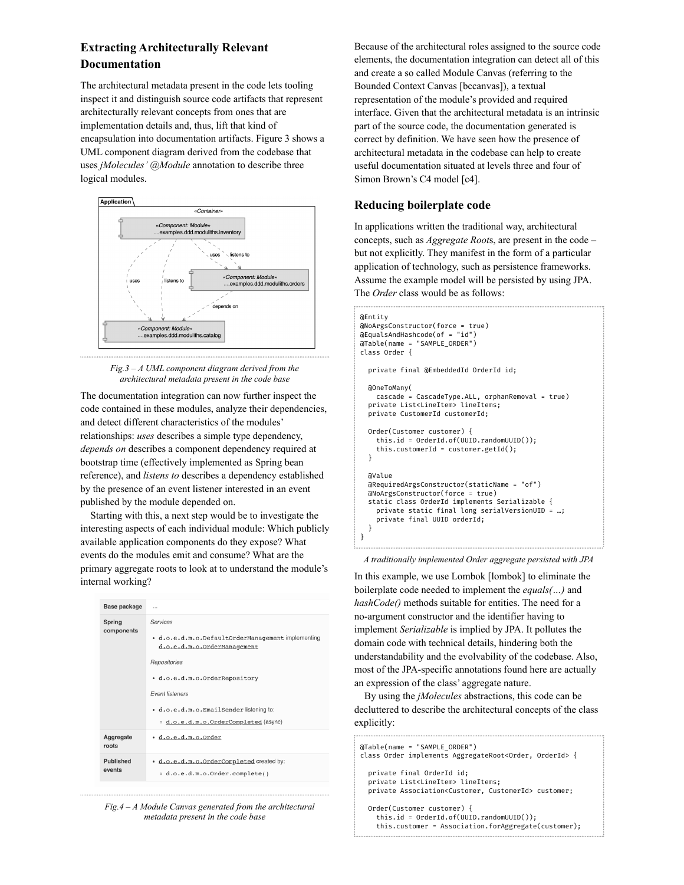## Extracting Architecturally Relevant Documentation

The architectural metadata present in the code lets tooling inspect it and distinguish source code artifacts that represent architecturally relevant concepts from ones that are implementation details and, thus, lift that kind of encapsulation into documentation artifacts. Figure 3 shows a UML component diagram derived from the codebase that uses *jMolecules' @Module* annotation to describe three logical modules.

*Fig.3 – A UML component diagram derived from the architectural metadata present in the code base*

The documentation integration can now further inspect the code contained in these modules, analyze their dependencies, and detect different characteristics of the modules' relationships: *uses* describes a simple type dependency, *depends on* describes a component dependency required at bootstrap time (effectively implemented as Spring bean reference), and *listens to* describes a dependency established by the presence of an event listener interested in an event published by the module depended on.

Starting with this, a next step would be to investigate the interesting aspects of each individual module: Which publicly available application components do they expose? What events do the modules emit and consume? What are the primary aggregate roots to look at to understand the module's internal working?

| Base package | … |
|---|---|
| Spring components | *Services*<br>• d.o.e.d.m.o.DefaultOrderManagement implementing d.o.e.d.m.o.OrderManagement<br>*Repositories*<br>• d.o.e.d.m.o.OrderRepository<br>*Event listeners*<br>• d.o.e.d.m.o.EmailSender listening to:<br>◦ d.o.e.d.m.o.OrderCompleted (async) |
| Aggregate roots | • d.o.e.d.m.o.Order |
| Published events | • d.o.e.d.m.o.OrderCompleted created by:<br>◦ d.o.e.d.m.o.Order.complete() |

*Fig.4 – A Module Canvas generated from the architectural metadata present in the code base*

Because of the architectural roles assigned to the source code elements, the documentation integration can detect all of this and create a so called Module Canvas (referring to the Bounded Context Canvas [bccanvas]), a textual representation of the module's provided and required interface. Given that the architectural metadata is an intrinsic part of the source code, the documentation generated is correct by definition. We have seen how the presence of architectural metadata in the codebase can help to create useful documentation situated at levels three and four of Simon Brown's C4 model [c4].

## Reducing boilerplate code

In applications written the traditional way, architectural concepts, such as *Aggregate Root*s, are present in the code – but not explicitly. They manifest in the form of a particular application of technology, such as persistence frameworks. Assume the example model will be persisted by using JPA. The *Order* class would be as follows:

```
@Entity
@NoArgsConstructor(force = true)
@EqualsAndHashcode(of = "id")
@Table(name = "SAMPLE_ORDER")
class Order {

  private final @EmbeddedId OrderId id;

  @OneToMany(
    cascade = CascadeType.ALL, orphanRemoval = true)
  private List<LineItem> lineItems;
  private CustomerId customerId;

  Order(Customer customer) {
    this.id = OrderId.of(UUID.randomUUID());
    this.customerId = customer.getId();
  }

  @Value
  @RequiredArgsConstructor(staticName = "of")
  @NoArgsConstructor(force = true)
  static class OrderId implements Serializable {
    private static final long serialVersionUID = …;
    private final UUID orderId;
  }
}
```

*A traditionally implemented Order aggregate persisted with JPA*

In this example, we use Lombok [lombok] to eliminate the boilerplate code needed to implement the *equals(…)* and *hashCode()* methods suitable for entities. The need for a no-argument constructor and the identifier having to implement *Serializable* is implied by JPA. It pollutes the domain code with technical details, hindering both the understandability and the evolvability of the codebase. Also, most of the JPA-specific annotations found here are actually an expression of the class' aggregate nature.

By using the *jMolecules* abstractions, this code can be decluttered to describe the architectural concepts of the class explicitly:

```
@Table(name = "SAMPLE_ORDER")
class Order implements AggregateRoot<Order, OrderId> {

  private final OrderId id;
  private List<LineItem> lineItems;
  private Association<Customer, CustomerId> customer;

  Order(Customer customer) {
    this.id = OrderId.of(UUID.randomUUID());
    this.customer = Association.forAggregate(customer);
```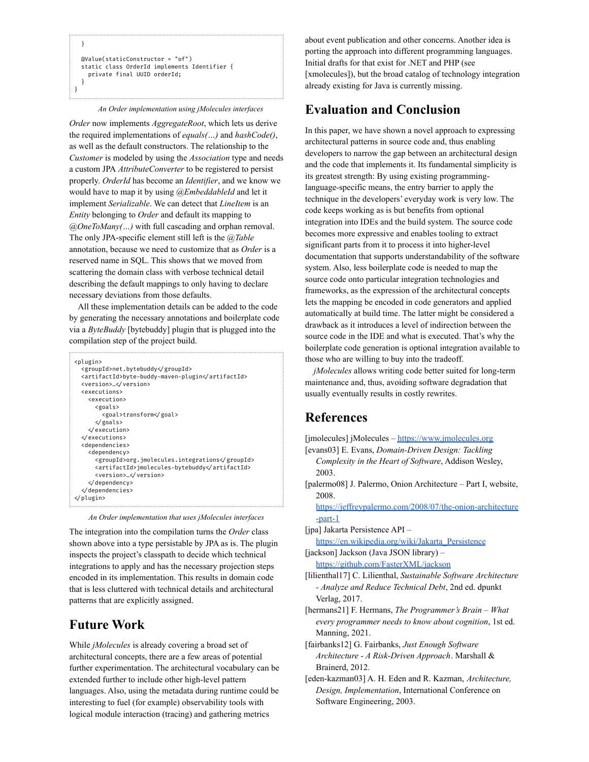```
  }

  @Value(staticConstructor = "of")
  static class OrderId implements Identifier {
    private final UUID orderId;
  }
}
```

*An Order implementation using jMolecules interfaces*

*Order* now implements *AggregateRoot*, which lets us derive the required implementations of *equals(…)* and *hashCode()*, as well as the default constructors. The relationship to the *Customer* is modeled by using the *Association* type and needs a custom JPA *AttributeConverter* to be registered to persist properly. *OrderId* has become an *Identifier*, and we know we would have to map it by using *@EmbeddableId* and let it implement *Serializable*. We can detect that *LineItem* is an *Entity* belonging to *Order* and default its mapping to *@OneToMany(…)* with full cascading and orphan removal. The only JPA-specific element still left is the *@Table* annotation, because we need to customize that as *Order* is a reserved name in SQL. This shows that we moved from scattering the domain class with verbose technical detail describing the default mappings to only having to declare necessary deviations from those defaults.

All these implementation details can be added to the code by generating the necessary annotations and boilerplate code via a *ByteBuddy* [bytebuddy] plugin that is plugged into the compilation step of the project build.

```
<plugin>
  <groupId>net.bytebuddy</groupId>
  <artifactId>byte-buddy-maven-plugin</artifactId>
  <version>…</version>
  <executions>
    <execution>
      <goals>
        <goal>transform</goal>
      </goals>
    </execution>
  </executions>
  <dependencies>
    <dependency>
      <groupId>org.jmolecules.integrations</groupId>
      <artifactId>jmolecules-bytebuddy</artifactId>
      <version>…</version>
    </dependency>
  </dependencies>
</plugin>
```

*An Order implementation that uses jMolecules interfaces*

The integration into the compilation turns the *Order* class shown above into a type persistable by JPA as is. The plugin inspects the project's classpath to decide which technical integrations to apply and has the necessary projection steps encoded in its implementation. This results in domain code that is less cluttered with technical details and architectural patterns that are explicitly assigned.

## Future Work

While *jMolecules* is already covering a broad set of architectural concepts, there are a few areas of potential further experimentation. The architectural vocabulary can be extended further to include other high-level pattern languages. Also, using the metadata during runtime could be interesting to fuel (for example) observability tools with logical module interaction (tracing) and gathering metrics about event publication and other concerns. Another idea is porting the approach into different programming languages. Initial drafts for that exist for .NET and PHP (see [xmolecules]), but the broad catalog of technology integration already existing for Java is currently missing.

## Evaluation and Conclusion

In this paper, we have shown a novel approach to expressing architectural patterns in source code and, thus enabling developers to narrow the gap between an architectural design and the code that implements it. Its fundamental simplicity is its greatest strength: By using existing programming-language-specific means, the entry barrier to apply the technique in the developers' everyday work is very low. The code keeps working as is but benefits from optional integration into IDEs and the build system. The source code becomes more expressive and enables tooling to extract significant parts from it to process it into higher-level documentation that supports understandability of the software system. Also, less boilerplate code is needed to map the source code onto particular integration technologies and frameworks, as the expression of the architectural concepts lets the mapping be encoded in code generators and applied automatically at build time. The latter might be considered a drawback as it introduces a level of indirection between the source code in the IDE and what is executed. That's why the boilerplate code generation is optional integration available to those who are willing to buy into the tradeoff.

*jMolecules* allows writing code better suited for long-term maintenance and, thus, avoiding software degradation that usually eventually results in costly rewrites.

## References

[jmolecules] jMolecules – https://www.jmolecules.org

[evans03] E. Evans, *Domain-Driven Design: Tackling Complexity in the Heart of Software*, Addison Wesley, 2003.

[palermo08] J. Palermo, Onion Architecture – Part I, website, 2008. https://jeffreypalermo.com/2008/07/the-onion-architecture-part-1

[jpa] Jakarta Persistence API – https://en.wikipedia.org/wiki/Jakarta_Persistence

[jackson] Jackson (Java JSON library) – https://github.com/FasterXML/jackson

[lilienthal17] C. Lilienthal, *Sustainable Software Architecture - Analyze and Reduce Technical Debt*, 2nd ed. dpunkt Verlag, 2017.

[hermans21] F. Hermans, *The Programmer's Brain – What every programmer needs to know about cognition*, 1st ed. Manning, 2021.

[fairbanks12] G. Fairbanks, *Just Enough Software Architecture - A Risk-Driven Approach*. Marshall & Brainerd, 2012.

[eden-kazman03] A. H. Eden and R. Kazman, *Architecture, Design, Implementation*, International Conference on Software Engineering, 2003.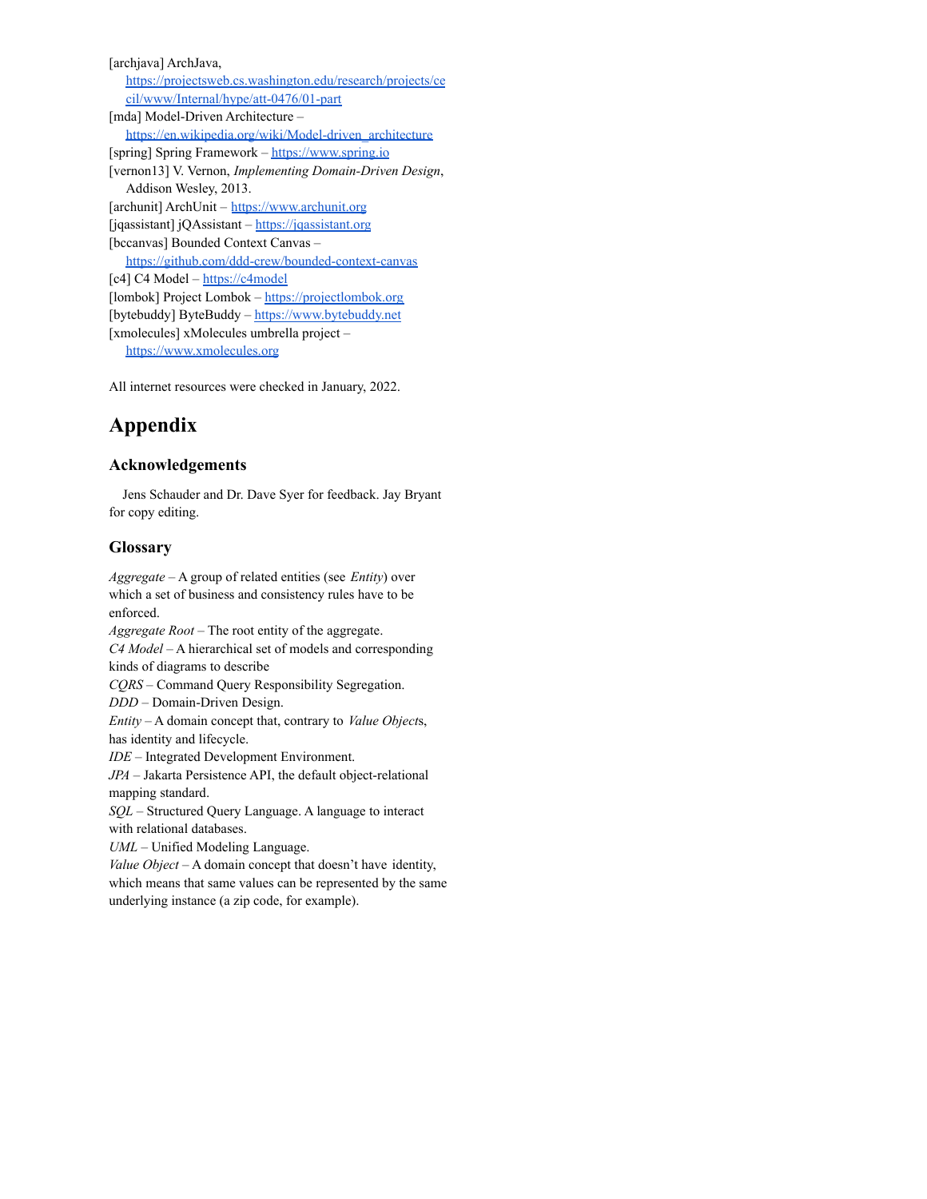[archjava] ArchJava, https://projectsweb.cs.washington.edu/research/projects/cecil/www/Internal/hype/att-0476/01-part

[mda] Model-Driven Architecture – https://en.wikipedia.org/wiki/Model-driven_architecture

[spring] Spring Framework – https://www.spring.io

[vernon13] V. Vernon, *Implementing Domain-Driven Design*, Addison Wesley, 2013.

[archunit] ArchUnit – https://www.archunit.org

[jqassistant] jQAssistant – https://jqassistant.org

[bccanvas] Bounded Context Canvas – https://github.com/ddd-crew/bounded-context-canvas

[c4] C4 Model – https://c4model

[lombok] Project Lombok – https://projectlombok.org

[bytebuddy] ByteBuddy – https://www.bytebuddy.net

[xmolecules] xMolecules umbrella project – https://www.xmolecules.org

All internet resources were checked in January, 2022.

# Appendix

## Acknowledgements

Jens Schauder and Dr. Dave Syer for feedback. Jay Bryant for copy editing.

## Glossary

*Aggregate* – A group of related entities (see *Entity*) over which a set of business and consistency rules have to be enforced.

*Aggregate Root* – The root entity of the aggregate.

*C4 Model* – A hierarchical set of models and corresponding kinds of diagrams to describe

*CQRS* – Command Query Responsibility Segregation.

*DDD* – Domain-Driven Design.

*Entity* – A domain concept that, contrary to *Value Object*s, has identity and lifecycle.

*IDE* – Integrated Development Environment.

*JPA* – Jakarta Persistence API, the default object-relational mapping standard.

*SQL* – Structured Query Language. A language to interact with relational databases.

*UML* – Unified Modeling Language.

*Value Object* – A domain concept that doesn't have identity, which means that same values can be represented by the same underlying instance (a zip code, for example).